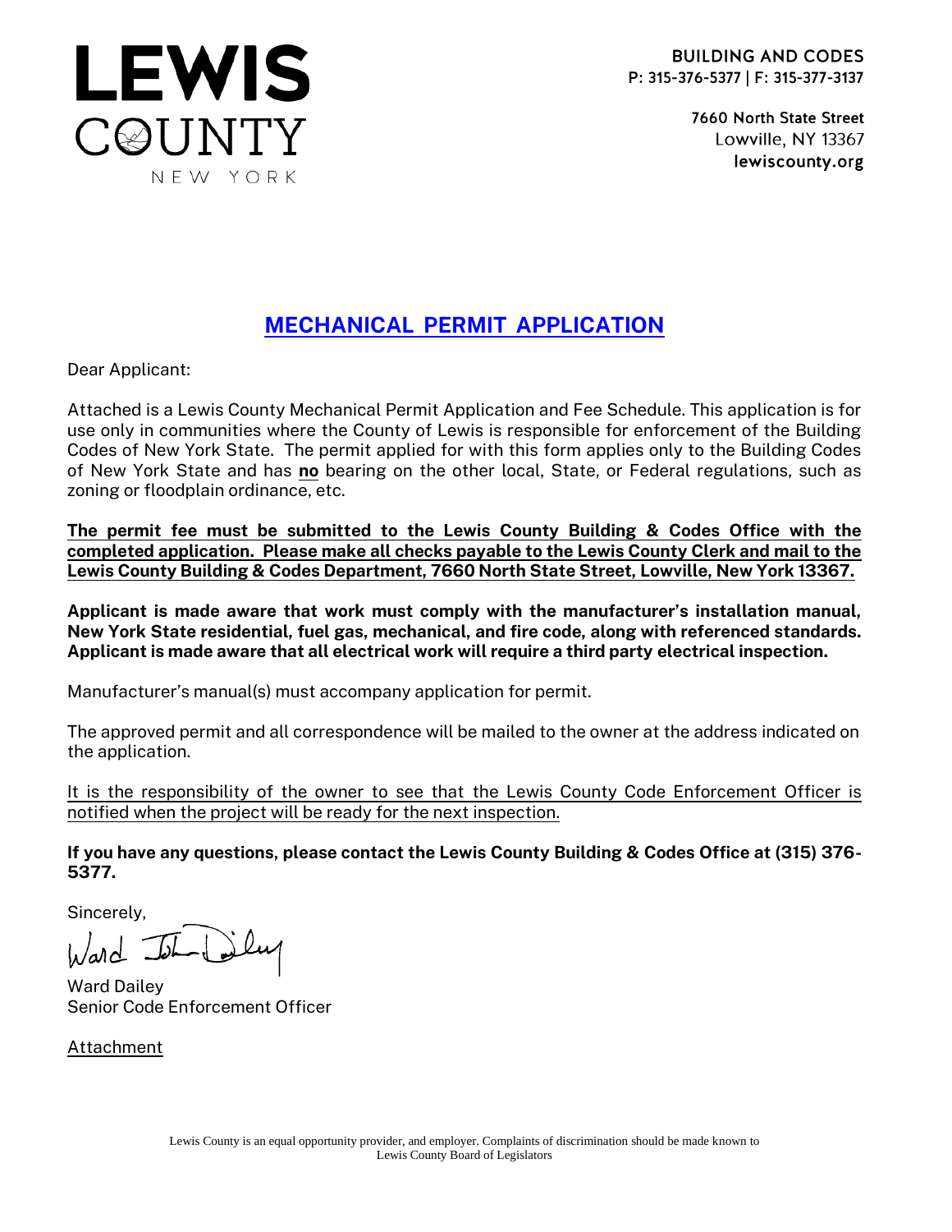# LEWIS COUNTY
NEW YORK

**BUILDING AND CODES**
**P: 315-376-5377 | F: 315-377-3137**

**7660 North State Street**
Lowville, NY 13367
**lewiscounty.org**

## MECHANICAL PERMIT APPLICATION

Dear Applicant:

Attached is a Lewis County Mechanical Permit Application and Fee Schedule. This application is for use only in communities where the County of Lewis is responsible for enforcement of the Building Codes of New York State. The permit applied for with this form applies only to the Building Codes of New York State and has **no** bearing on the other local, State, or Federal regulations, such as zoning or floodplain ordinance, etc.

**The permit fee must be submitted to the Lewis County Building & Codes Office with the completed application. Please make all checks payable to the Lewis County Clerk and mail to the Lewis County Building & Codes Department, 7660 North State Street, Lowville, New York 13367.**

**Applicant is made aware that work must comply with the manufacturer's installation manual, New York State residential, fuel gas, mechanical, and fire code, along with referenced standards. Applicant is made aware that all electrical work will require a third party electrical inspection.**

Manufacturer's manual(s) must accompany application for permit.

The approved permit and all correspondence will be mailed to the owner at the address indicated on the application.

It is the responsibility of the owner to see that the Lewis County Code Enforcement Officer is notified when the project will be ready for the next inspection.

**If you have any questions, please contact the Lewis County Building & Codes Office at (315) 376-5377.**

Sincerely,

Ward John Dailey

Ward Dailey
Senior Code Enforcement Officer

Attachment

Lewis County is an equal opportunity provider, and employer. Complaints of discrimination should be made known to Lewis County Board of Legislators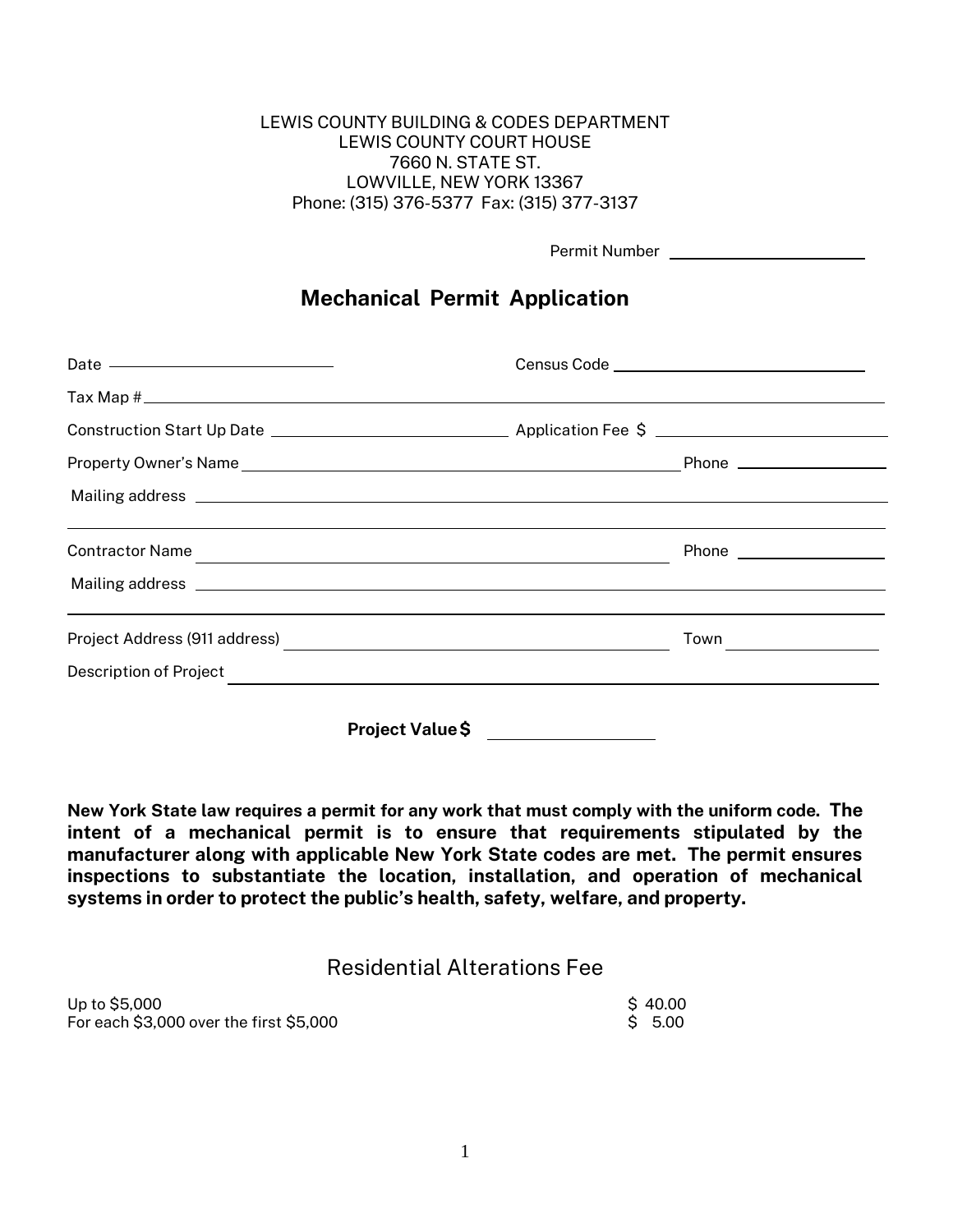LEWIS COUNTY BUILDING & CODES DEPARTMENT
LEWIS COUNTY COURT HOUSE
7660 N. STATE ST.
LOWVILLE, NEW YORK 13367
Phone: (315) 376-5377 Fax: (315) 377-3137

Permit Number ____________________

# Mechanical Permit Application

Date ____________________ Census Code ____________________

Tax Map # ________________________________________

Construction Start Up Date ____________________ Application Fee $ ____________________

Property Owner's Name ________________________________________ Phone ______________

Mailing address ________________________________________

________________________________________

Contractor Name ________________________________________ Phone ______________

Mailing address ________________________________________

________________________________________

Project Address (911 address) ________________________________ Town ______________

Description of Project ________________________________________

**Project Value $** ______________

**New York State law requires a permit for any work that must comply with the uniform code. The intent of a mechanical permit is to ensure that requirements stipulated by the manufacturer along with applicable New York State codes are met. The permit ensures inspections to substantiate the location, installation, and operation of mechanical systems in order to protect the public's health, safety, welfare, and property.**

## Residential Alterations Fee

| | |
|---|---|
| Up to $5,000 | $ 40.00 |
| For each $3,000 over the first $5,000 | $ 5.00 |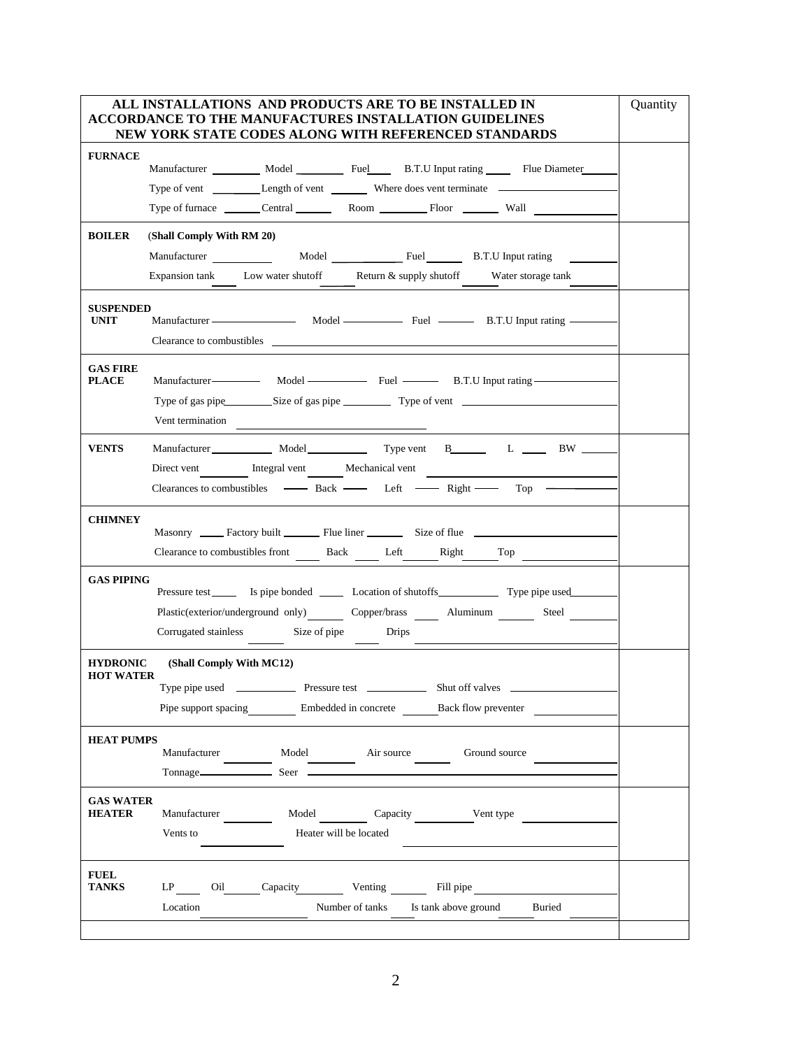| ALL INSTALLATIONS AND PRODUCTS ARE TO BE INSTALLED IN ACCORDANCE TO THE MANUFACTURES INSTALLATION GUIDELINES NEW YORK STATE CODES ALONG WITH REFERENCED STANDARDS | Quantity |
|---|---|
| **FURNACE** Manufacturer ________ Model ________ Fuel____ B.T.U Input rating ____ Flue Diameter______ Type of vent ________Length of vent ______ Where does vent terminate ________ Type of furnace ______Central ______ Room ________ Floor ______ Wall ________ | |
| **BOILER** (**Shall Comply With RM 20**) Manufacturer ________ Model ________ Fuel ______ B.T.U Input rating ______ Expansion tank ____ Low water shutoff ____ Return & supply shutoff ____ Water storage tank ______ | |
| **SUSPENDED UNIT** Manufacturer ________ Model ________ Fuel ______ B.T.U Input rating ______ Clearance to combustibles ________ | |
| **GAS FIRE PLACE** Manufacturer________ Model ________ Fuel ______ B.T.U Input rating ________ Type of gas pipe________Size of gas pipe ________ Type of vent ________ Vent termination ________ | |
| **VENTS** Manufacturer ________ Model________ Type vent B______ L ____ BW _____ Direct vent ______ Integral vent _____ Mechanical vent ________ Clearances to combustibles ____ Back ____ Left ____ Right ____ Top ______ | |
| **CHIMNEY** Masonry ____ Factory built ______ Flue liner ______ Size of flue ________ Clearance to combustibles front ____ Back ____ Left _____ Right _____ Top ______ | |
| **GAS PIPING** Pressure test ____ Is pipe bonded ____ Location of shutoffs__________ Type pipe used________ Plastic(exterior/underground only)______ Copper/brass ____ Aluminum ______ Steel ______ Corrugated stainless ______ Size of pipe ____ Drips ________ | |
| **HYDRONIC HOT WATER** (**Shall Comply With MC12**) Type pipe used ________ Pressure test ________ Shut off valves ________ Pipe support spacing________ Embedded in concrete ______Back flow preventer ________ | |
| **HEAT PUMPS** Manufacturer ______ Model ______ Air source ______ Ground source ________ Tonnage__________ Seer ________ | |
| **GAS WATER HEATER** Manufacturer ______ Model ______ Capacity ________Vent type ________ Vents to ________ Heater will be located ________ | |
| **FUEL TANKS** LP ____ Oil_____ Capacity________ Venting ______ Fill pipe ________ Location ________ Number of tanks ____ Is tank above ground ______ Buried ______ | |
| | |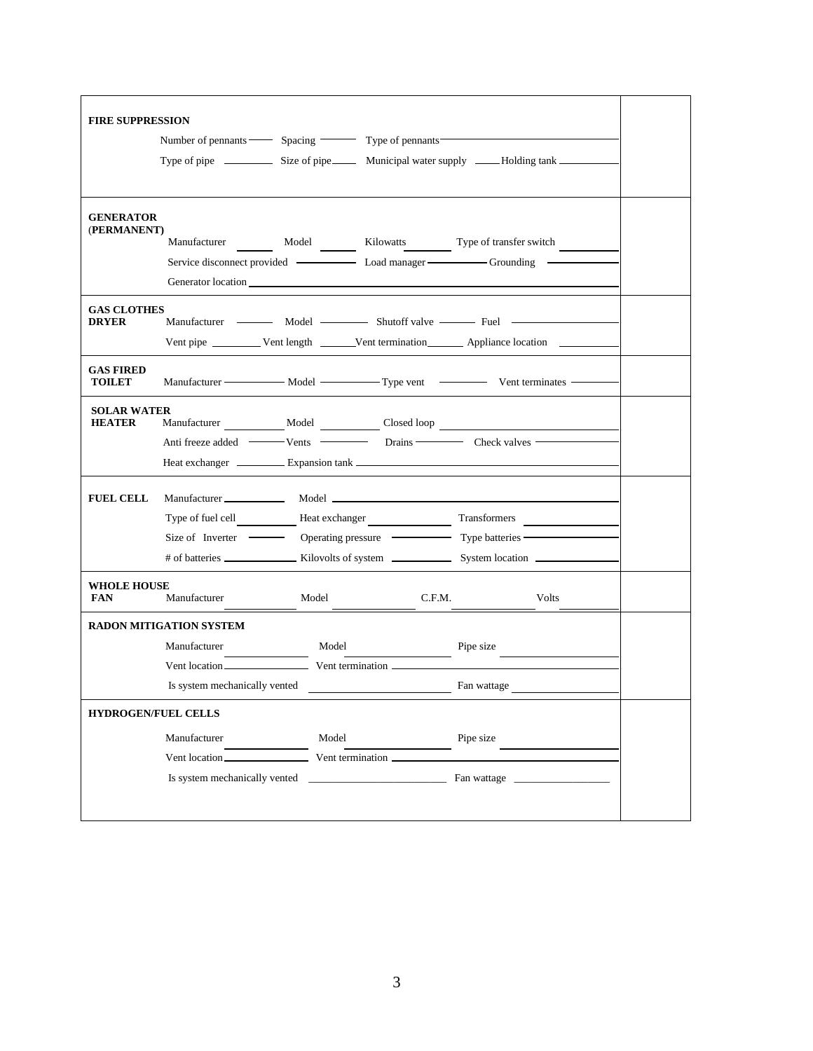| | |
|---|---|
| **FIRE SUPPRESSION**<br>Number of pennants ____ Spacing ____ Type of pennants ____<br>Type of pipe ____ Size of pipe ____ Municipal water supply ____ Holding tank ____ | |
| **GENERATOR (PERMANENT)**<br>Manufacturer ____ Model ____ Kilowatts ____ Type of transfer switch ____<br>Service disconnect provided ____ Load manager ____ Grounding ____<br>Generator location ____ | |
| **GAS CLOTHES DRYER**<br>Manufacturer ____ Model ____ Shutoff valve ____ Fuel ____<br>Vent pipe ____ Vent length ____ Vent termination ____ Appliance location ____ | |
| **GAS FIRED TOILET**<br>Manufacturer ____ Model ____ Type vent ____ Vent terminates ____ | |
| **SOLAR WATER HEATER**<br>Manufacturer ____ Model ____ Closed loop ____<br>Anti freeze added ____ Vents ____ Drains ____ Check valves ____<br>Heat exchanger ____ Expansion tank ____ | |
| **FUEL CELL**<br>Manufacturer ____ Model ____<br>Type of fuel cell ____ Heat exchanger ____ Transformers ____<br>Size of Inverter ____ Operating pressure ____ Type batteries ____<br># of batteries ____ Kilovolts of system ____ System location ____ | |
| **WHOLE HOUSE FAN**<br>Manufacturer ____ Model ____ C.F.M. ____ Volts ____ | |
| **RADON MITIGATION SYSTEM**<br>Manufacturer ____ Model ____ Pipe size ____<br>Vent location ____ Vent termination ____<br>Is system mechanically vented ____ Fan wattage ____ | |
| **HYDROGEN/FUEL CELLS**<br>Manufacturer ____ Model ____ Pipe size ____<br>Vent location ____ Vent termination ____<br>Is system mechanically vented ____ Fan wattage ____ | |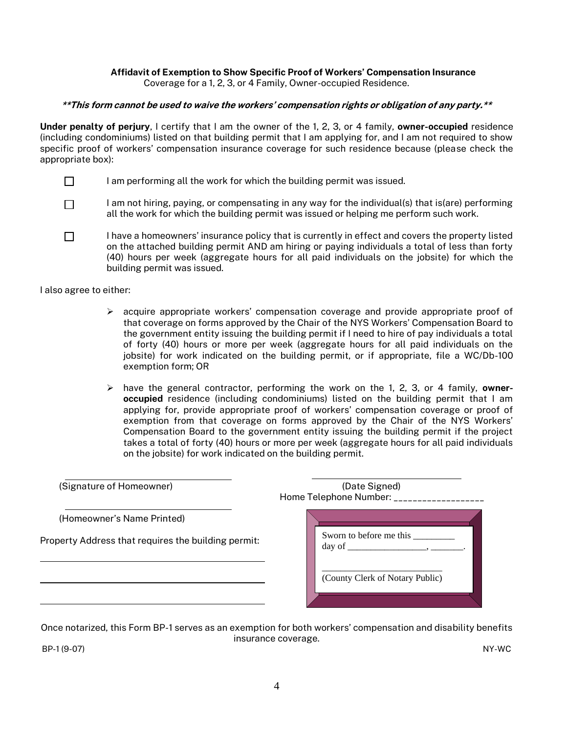**Affidavit of Exemption to Show Specific Proof of Workers' Compensation Insurance**
Coverage for a 1, 2, 3, or 4 Family, Owner-occupied Residence.

***\*\*This form cannot be used to waive the workers' compensation rights or obligation of any party.\*\****

**Under penalty of perjury**, I certify that I am the owner of the 1, 2, 3, or 4 family, **owner-occupied** residence (including condominiums) listed on that building permit that I am applying for, and I am not required to show specific proof of workers' compensation insurance coverage for such residence because (please check the appropriate box):

- ☐ I am performing all the work for which the building permit was issued.
- ☐ I am not hiring, paying, or compensating in any way for the individual(s) that is(are) performing all the work for which the building permit was issued or helping me perform such work.
- ☐ I have a homeowners' insurance policy that is currently in effect and covers the property listed on the attached building permit AND am hiring or paying individuals a total of less than forty (40) hours per week (aggregate hours for all paid individuals on the jobsite) for which the building permit was issued.

I also agree to either:

- acquire appropriate workers' compensation coverage and provide appropriate proof of that coverage on forms approved by the Chair of the NYS Workers' Compensation Board to the government entity issuing the building permit if I need to hire of pay individuals a total of forty (40) hours or more per week (aggregate hours for all paid individuals on the jobsite) for work indicated on the building permit, or if appropriate, file a WC/Db-100 exemption form; OR
- have the general contractor, performing the work on the 1, 2, 3, or 4 family, **owner-occupied** residence (including condominiums) listed on the building permit that I am applying for, provide appropriate proof of workers' compensation coverage or proof of exemption from that coverage on forms approved by the Chair of the NYS Workers' Compensation Board to the government entity issuing the building permit if the project takes a total of forty (40) hours or more per week (aggregate hours for all paid individuals on the jobsite) for work indicated on the building permit.

\_\_\_\_\_\_\_\_\_\_\_\_\_\_\_\_\_\_\_\_\_\_\_\_\_\_\_\_\_\_\_\_
(Signature of Homeowner)

\_\_\_\_\_\_\_\_\_\_\_\_\_\_\_\_\_\_\_\_\_\_\_\_\_\_\_\_\_\_\_\_
(Date Signed)

Home Telephone Number: \_\_\_\_\_\_\_\_\_\_\_\_\_\_\_\_\_\_

\_\_\_\_\_\_\_\_\_\_\_\_\_\_\_\_\_\_\_\_\_\_\_\_\_\_\_\_\_\_\_\_
(Homeowner's Name Printed)

Property Address that requires the building permit:

\_\_\_\_\_\_\_\_\_\_\_\_\_\_\_\_\_\_\_\_\_\_\_\_\_\_\_\_\_\_\_\_

\_\_\_\_\_\_\_\_\_\_\_\_\_\_\_\_\_\_\_\_\_\_\_\_\_\_\_\_\_\_\_\_

\_\_\_\_\_\_\_\_\_\_\_\_\_\_\_\_\_\_\_\_\_\_\_\_\_\_\_\_\_\_\_\_

Sworn to before me this \_\_\_\_\_\_\_\_\_ day of \_\_\_\_\_\_\_\_\_\_\_\_\_\_\_\_\_, \_\_\_\_\_\_\_.

\_\_\_\_\_\_\_\_\_\_\_\_\_\_\_\_\_\_\_\_\_\_\_\_\_\_\_\_
(County Clerk of Notary Public)

Once notarized, this Form BP-1 serves as an exemption for both workers' compensation and disability benefits insurance coverage.

BP-1 (9-07) NY-WC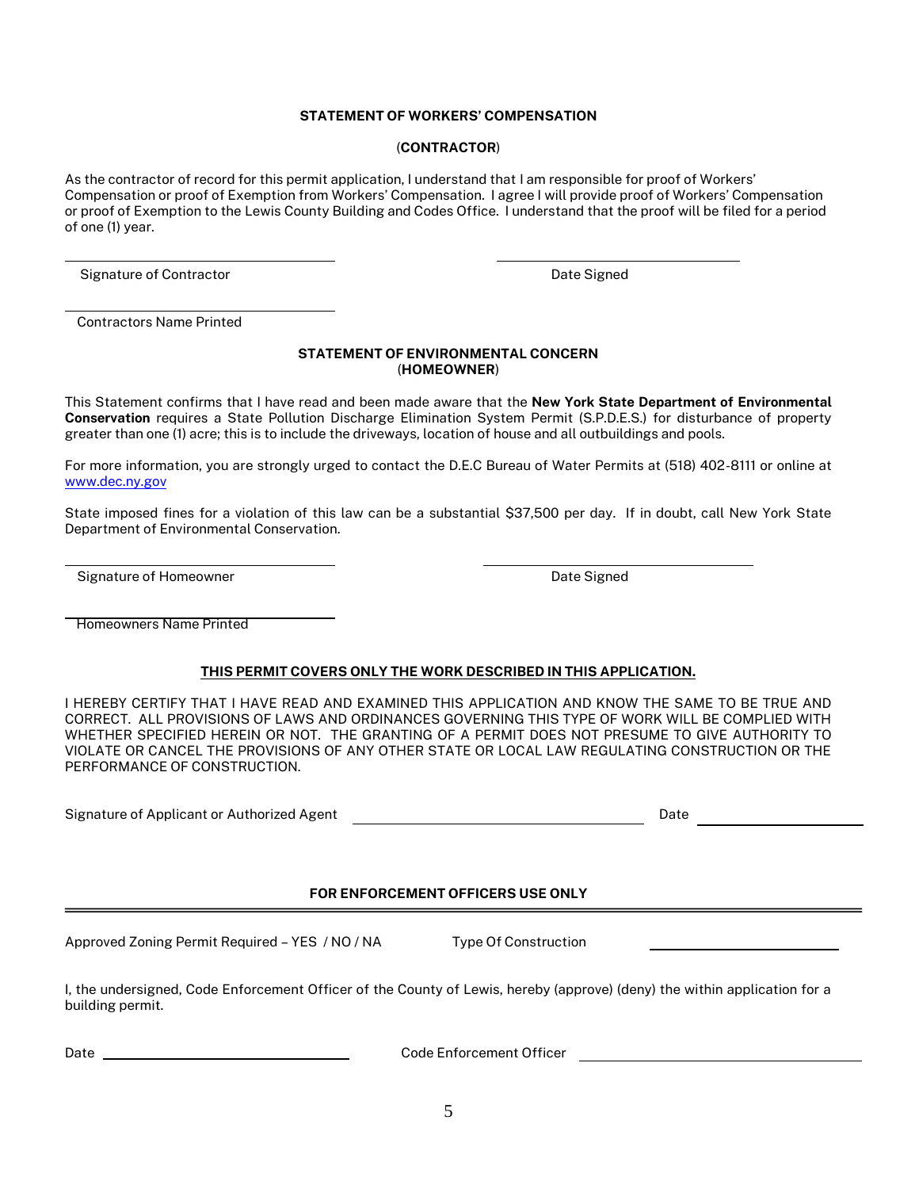**STATEMENT OF WORKERS' COMPENSATION**

(**CONTRACTOR**)

As the contractor of record for this permit application, I understand that I am responsible for proof of Workers' Compensation or proof of Exemption from Workers' Compensation. I agree I will provide proof of Workers' Compensation or proof of Exemption to the Lewis County Building and Codes Office. I understand that the proof will be filed for a period of one (1) year.

_______________________________ _______________________________

Signature of Contractor Date Signed

_______________________________

Contractors Name Printed

**STATEMENT OF ENVIRONMENTAL CONCERN**
(**HOMEOWNER**)

This Statement confirms that I have read and been made aware that the **New York State Department of Environmental Conservation** requires a State Pollution Discharge Elimination System Permit (S.P.D.E.S.) for disturbance of property greater than one (1) acre; this is to include the driveways, location of house and all outbuildings and pools.

For more information, you are strongly urged to contact the D.E.C Bureau of Water Permits at (518) 402-8111 or online at www.dec.ny.gov

State imposed fines for a violation of this law can be a substantial $37,500 per day. If in doubt, call New York State Department of Environmental Conservation.

_______________________________ _______________________________

Signature of Homeowner Date Signed

_______________________________

Homeowners Name Printed

**<u>THIS PERMIT COVERS ONLY THE WORK DESCRIBED IN THIS APPLICATION.</u>**

I HEREBY CERTIFY THAT I HAVE READ AND EXAMINED THIS APPLICATION AND KNOW THE SAME TO BE TRUE AND CORRECT. ALL PROVISIONS OF LAWS AND ORDINANCES GOVERNING THIS TYPE OF WORK WILL BE COMPLIED WITH WHETHER SPECIFIED HEREIN OR NOT. THE GRANTING OF A PERMIT DOES NOT PRESUME TO GIVE AUTHORITY TO VIOLATE OR CANCEL THE PROVISIONS OF ANY OTHER STATE OR LOCAL LAW REGULATING CONSTRUCTION OR THE PERFORMANCE OF CONSTRUCTION.

Signature of Applicant or Authorized Agent _______________________________ Date _______________

**FOR ENFORCEMENT OFFICERS USE ONLY**

---

Approved Zoning Permit Required – YES / NO / NA Type Of Construction _______________

I, the undersigned, Code Enforcement Officer of the County of Lewis, hereby (approve) (deny) the within application for a building permit.

Date _______________________ Code Enforcement Officer _______________________